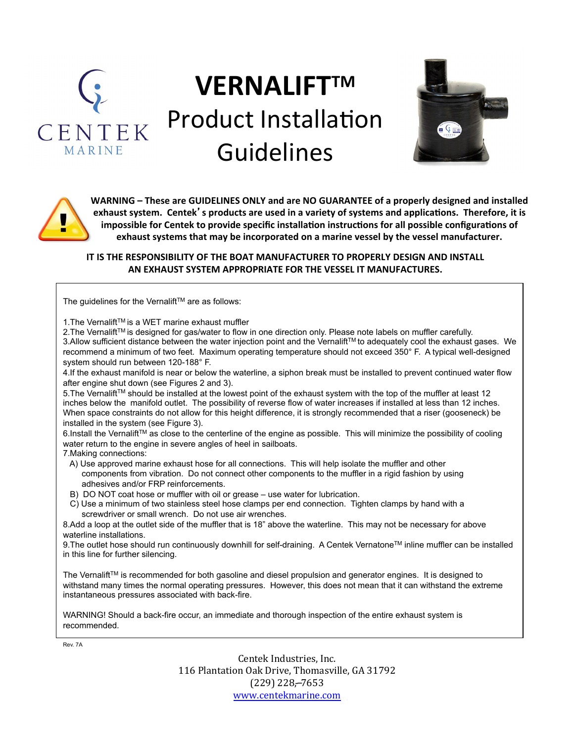CENTEK
MARINE

# VERNALIFT™ Product Installation Guidelines

**WARNING – These are GUIDELINES ONLY and are NO GUARANTEE of a properly designed and installed exhaust system. Centek's products are used in a variety of systems and applications. Therefore, it is impossible for Centek to provide specific installation instructions for all possible configurations of exhaust systems that may be incorporated on a marine vessel by the vessel manufacturer.**

**IT IS THE RESPONSIBILITY OF THE BOAT MANUFACTURER TO PROPERLY DESIGN AND INSTALL AN EXHAUST SYSTEM APPROPRIATE FOR THE VESSEL IT MANUFACTURES.**

The guidelines for the Vernalift™ are as follows:

1. The Vernalift™ is a WET marine exhaust muffler
2. The Vernalift™ is designed for gas/water to flow in one direction only. Please note labels on muffler carefully.
3. Allow sufficient distance between the water injection point and the Vernalift™ to adequately cool the exhaust gases. We recommend a minimum of two feet. Maximum operating temperature should not exceed 350° F. A typical well-designed system should run between 120-188° F.
4. If the exhaust manifold is near or below the waterline, a siphon break must be installed to prevent continued water flow after engine shut down (see Figures 2 and 3).
5. The Vernalift™ should be installed at the lowest point of the exhaust system with the top of the muffler at least 12 inches below the manifold outlet. The possibility of reverse flow of water increases if installed at less than 12 inches. When space constraints do not allow for this height difference, it is strongly recommended that a riser (gooseneck) be installed in the system (see Figure 3).
6. Install the Vernalift™ as close to the centerline of the engine as possible. This will minimize the possibility of cooling water return to the engine in severe angles of heel in sailboats.
7. Making connections:
   - A) Use approved marine exhaust hose for all connections. This will help isolate the muffler and other components from vibration. Do not connect other components to the muffler in a rigid fashion by using adhesives and/or FRP reinforcements.
   - B) DO NOT coat hose or muffler with oil or grease – use water for lubrication.
   - C) Use a minimum of two stainless steel hose clamps per end connection. Tighten clamps by hand with a screwdriver or small wrench. Do not use air wrenches.
8. Add a loop at the outlet side of the muffler that is 18" above the waterline. This may not be necessary for above waterline installations.
9. The outlet hose should run continuously downhill for self-draining. A Centek Vernatone™ inline muffler can be installed in this line for further silencing.

The Vernalift™ is recommended for both gasoline and diesel propulsion and generator engines. It is designed to withstand many times the normal operating pressures. However, this does not mean that it can withstand the extreme instantaneous pressures associated with back-fire.

WARNING! Should a back-fire occur, an immediate and thorough inspection of the entire exhaust system is recommended.

Rev. 7A

Centek Industries, Inc.
116 Plantation Oak Drive, Thomasville, GA 31792
(229) 228–7653
www.centekmarine.com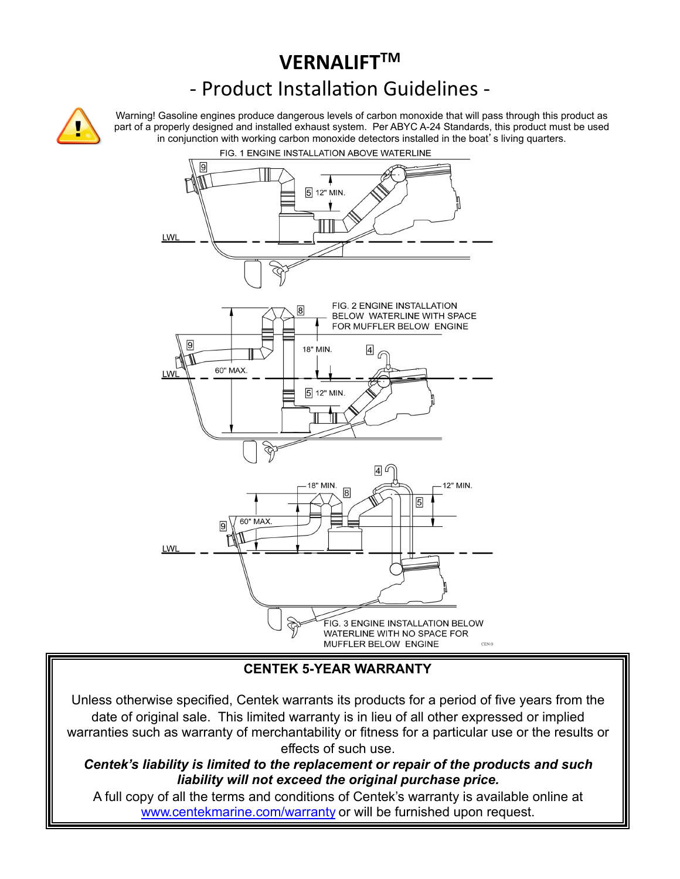# VERNALIFT™

## - Product Installation Guidelines -

Warning! Gasoline engines produce dangerous levels of carbon monoxide that will pass through this product as part of a properly designed and installed exhaust system. Per ABYC A-24 Standards, this product must be used in conjunction with working carbon monoxide detectors installed in the boat's living quarters.

FIG. 1 ENGINE INSTALLATION ABOVE WATERLINE

9

5 12" MIN.

LWL

FIG. 2 ENGINE INSTALLATION BELOW WATERLINE WITH SPACE FOR MUFFLER BELOW ENGINE

8

9

18" MIN.

4

60" MAX.

LWL

5 12" MIN.

4

18" MIN.

12" MIN.

8

5

9

60" MAX.

LWL

FIG. 3 ENGINE INSTALLATION BELOW WATERLINE WITH NO SPACE FOR MUFFLER BELOW ENGINE

CEN 0

**CENTEK 5-YEAR WARRANTY**

Unless otherwise specified, Centek warrants its products for a period of five years from the date of original sale. This limited warranty is in lieu of all other expressed or implied warranties such as warranty of merchantability or fitness for a particular use or the results or effects of such use.

***Centek's liability is limited to the replacement or repair of the products and such liability will not exceed the original purchase price.***

A full copy of all the terms and conditions of Centek's warranty is available online at www.centekmarine.com/warranty or will be furnished upon request.